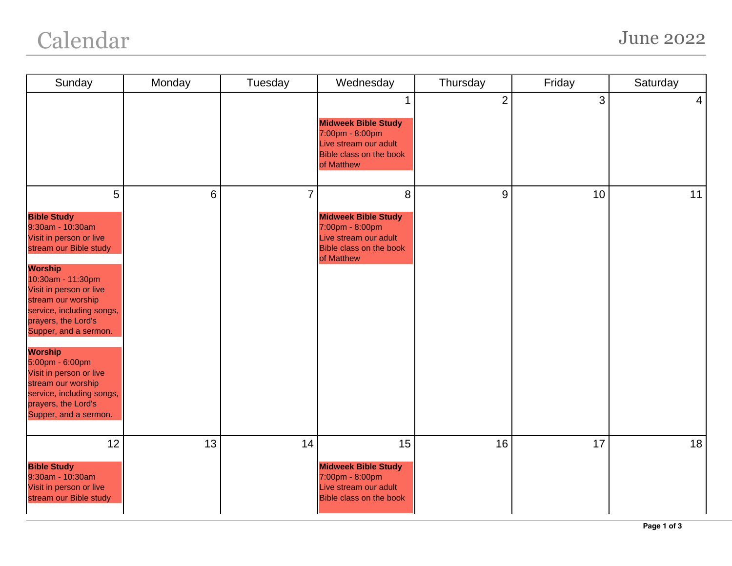# Calendar

## June 2022

| Sunday | Monday | Tuesday | Wednesday | Thursday | Friday | Saturday |
|---|---|---|---|---|---|---|
| | | | 1<br><br>**Midweek Bible Study**<br>7:00pm - 8:00pm<br>Live stream our adult Bible class on the book of Matthew | 2 | 3 | 4 |
| 5<br><br>**Bible Study**<br>9:30am - 10:30am<br>Visit in person or live stream our Bible study<br><br>**Worship**<br>10:30am - 11:30pm<br>Visit in person or live stream our worship service, including songs, prayers, the Lord's Supper, and a sermon.<br><br>**Worship**<br>5:00pm - 6:00pm<br>Visit in person or live stream our worship service, including songs, prayers, the Lord's Supper, and a sermon. | 6 | 7 | 8<br><br>**Midweek Bible Study**<br>7:00pm - 8:00pm<br>Live stream our adult Bible class on the book of Matthew | 9 | 10 | 11 |
| 12<br><br>**Bible Study**<br>9:30am - 10:30am<br>Visit in person or live stream our Bible study | 13 | 14 | 15<br><br>**Midweek Bible Study**<br>7:00pm - 8:00pm<br>Live stream our adult Bible class on the book | 16 | 17 | 18 |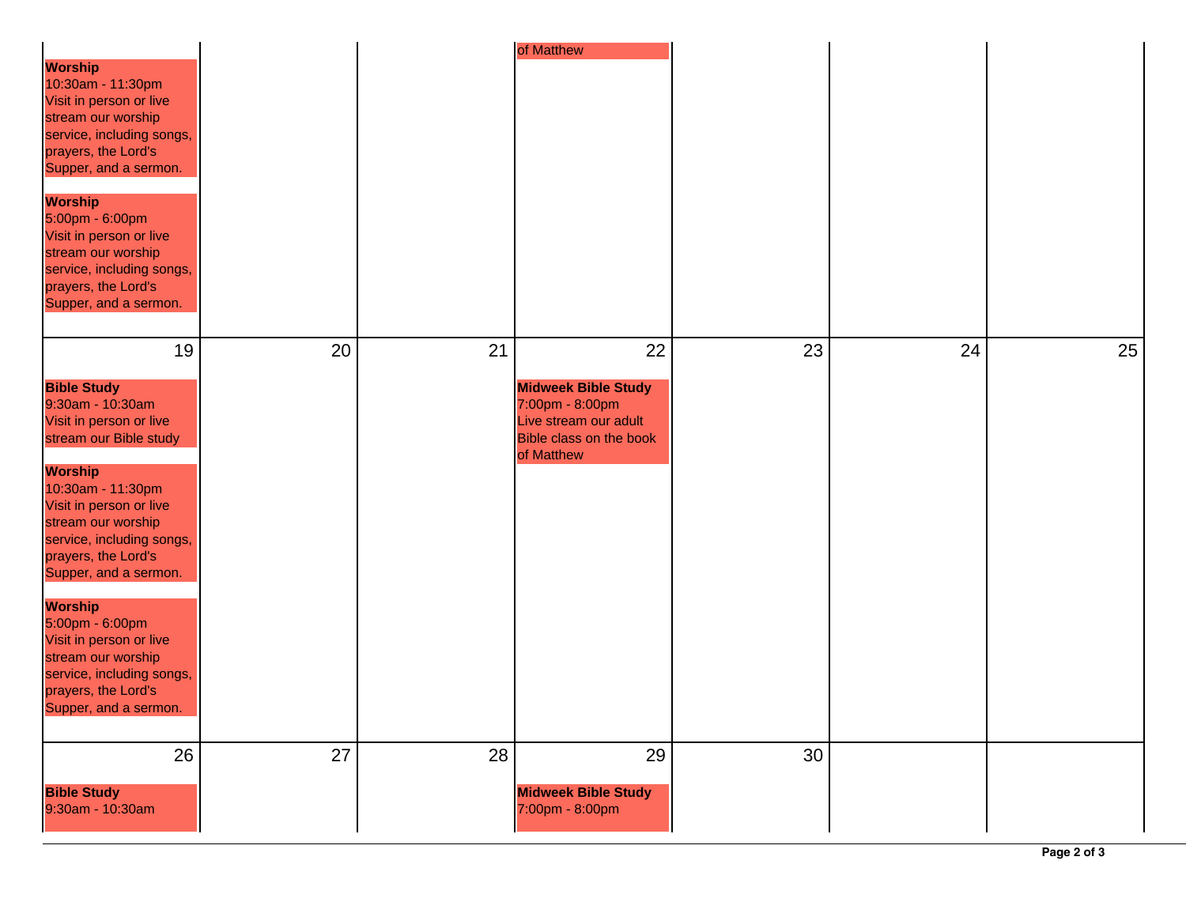| | | | | | | |
|---|---|---|---|---|---|---|
| **Worship**<br>10:30am - 11:30pm<br>Visit in person or live stream our worship service, including songs, prayers, the Lord's Supper, and a sermon.<br><br>**Worship**<br>5:00pm - 6:00pm<br>Visit in person or live stream our worship service, including songs, prayers, the Lord's Supper, and a sermon. | | | of Matthew | | | |
| 19<br><br>**Bible Study**<br>9:30am - 10:30am<br>Visit in person or live stream our Bible study<br><br>**Worship**<br>10:30am - 11:30pm<br>Visit in person or live stream our worship service, including songs, prayers, the Lord's Supper, and a sermon.<br><br>**Worship**<br>5:00pm - 6:00pm<br>Visit in person or live stream our worship service, including songs, prayers, the Lord's Supper, and a sermon. | 20 | 21 | 22<br><br>**Midweek Bible Study**<br>7:00pm - 8:00pm<br>Live stream our adult Bible class on the book of Matthew | 23 | 24 | 25 |
| 26<br><br>**Bible Study**<br>9:30am - 10:30am | 27 | 28 | 29<br><br>**Midweek Bible Study**<br>7:00pm - 8:00pm | 30 | | |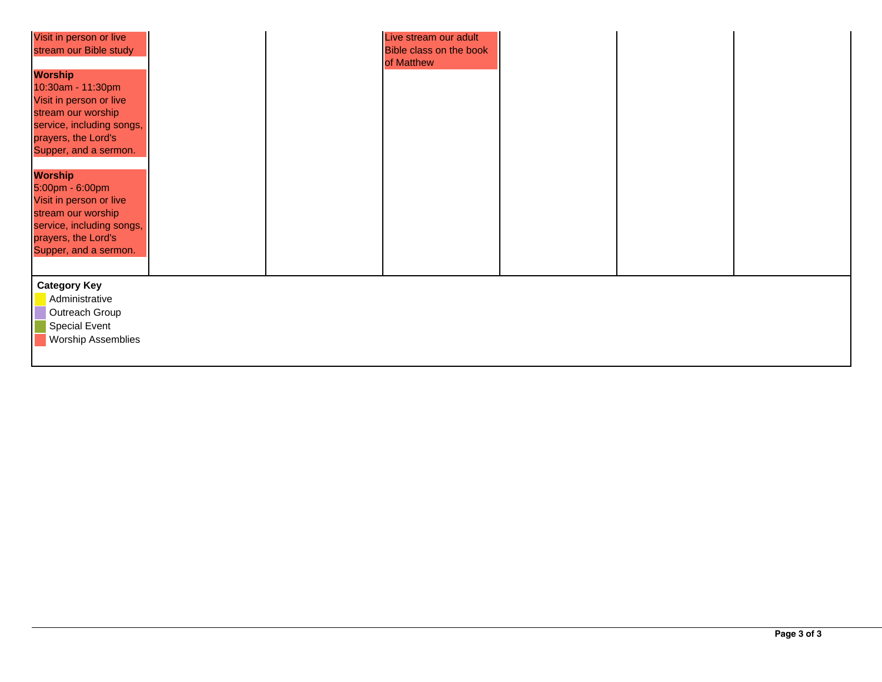| | | | | | | |
|---|---|---|---|---|---|---|
| Visit in person or live stream our Bible study<br><br>**Worship**<br>10:30am - 11:30pm<br>Visit in person or live stream our worship service, including songs, prayers, the Lord's Supper, and a sermon.<br><br>**Worship**<br>5:00pm - 6:00pm<br>Visit in person or live stream our worship service, including songs, prayers, the Lord's Supper, and a sermon. | | | Live stream our adult Bible class on the book of Matthew | | | |

**Category Key**

- Administrative
- Outreach Group
- Special Event
- Worship Assemblies